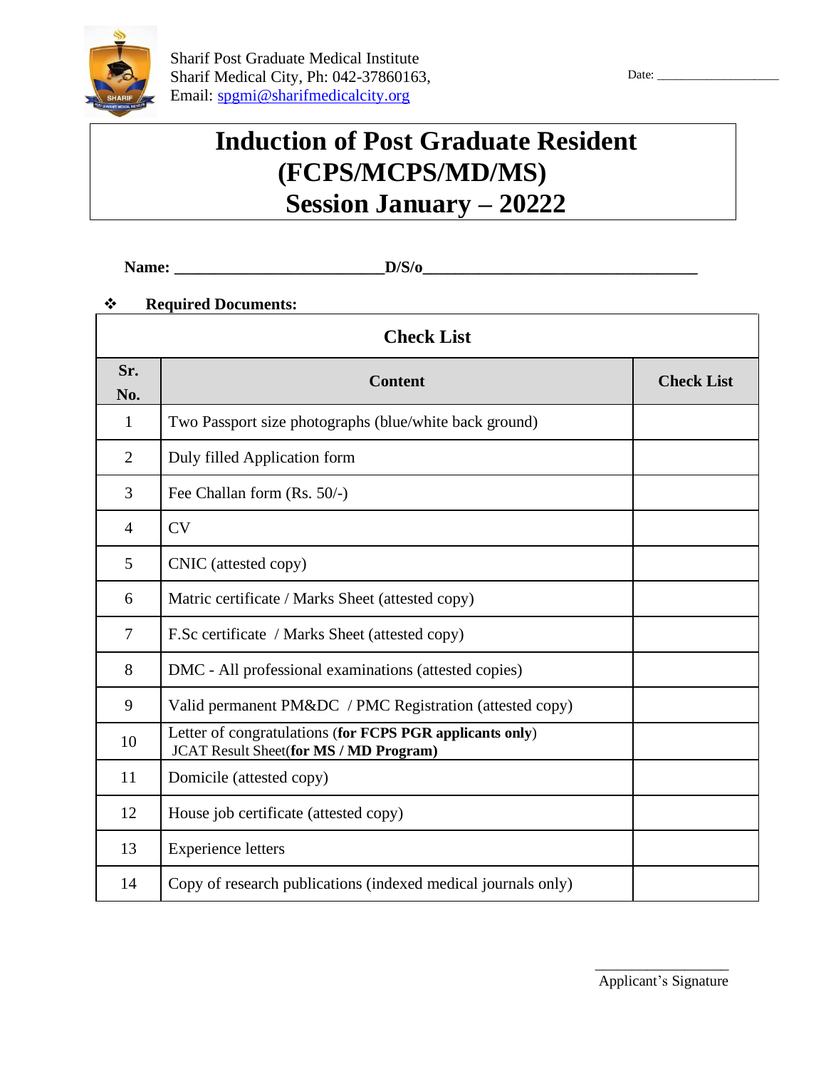Sharif Post Graduate Medical Institute
Sharif Medical City, Ph: 042-37860163,
Email: spgmi@sharifmedicalcity.org

Date: ____________________

# Induction of Post Graduate Resident (FCPS/MCPS/MD/MS) Session January – 20222

**Name: __________________________D/S/o__________________________________**

❖ **Required Documents:**

| **Check List** | | |
|---|---|---|
| **Sr. No.** | **Content** | **Check List** |
| 1 | Two Passport size photographs (blue/white back ground) | |
| 2 | Duly filled Application form | |
| 3 | Fee Challan form (Rs. 50/-) | |
| 4 | CV | |
| 5 | CNIC (attested copy) | |
| 6 | Matric certificate / Marks Sheet (attested copy) | |
| 7 | F.Sc certificate / Marks Sheet (attested copy) | |
| 8 | DMC - All professional examinations (attested copies) | |
| 9 | Valid permanent PM&DC / PMC Registration (attested copy) | |
| 10 | Letter of congratulations (**for FCPS PGR applicants only**) JCAT Result Sheet(**for MS / MD Program)** | |
| 11 | Domicile (attested copy) | |
| 12 | House job certificate (attested copy) | |
| 13 | Experience letters | |
| 14 | Copy of research publications (indexed medical journals only) | |

___________________
Applicant's Signature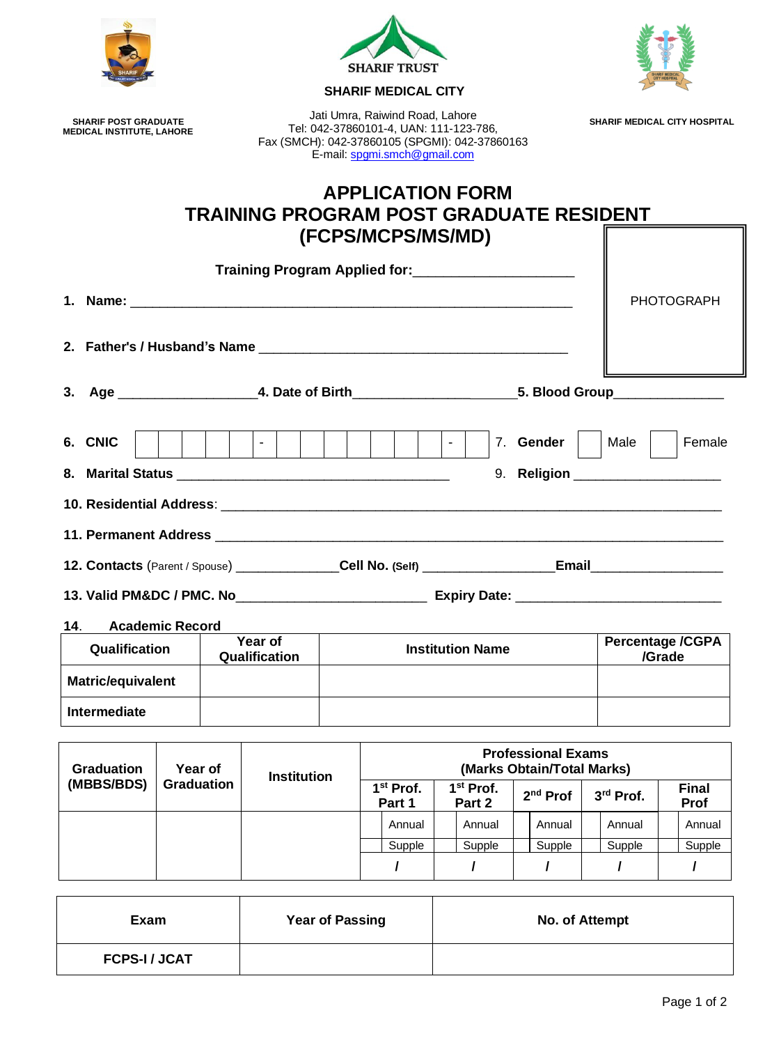SHARIF TRUST

**SHARIF MEDICAL CITY**

**SHARIF POST GRADUATE MEDICAL INSTITUTE, LAHORE**

Jati Umra, Raiwind Road, Lahore
Tel: 042-37860101-4, UAN: 111-123-786,
Fax (SMCH): 042-37860105 (SPGMI): 042-37860163
E-mail: spgmi.smch@gmail.com

**SHARIF MEDICAL CITY HOSPITAL**

# APPLICATION FORM
# TRAINING PROGRAM POST GRADUATE RESIDENT
# (FCPS/MCPS/MS/MD)

PHOTOGRAPH

**Training Program Applied for:**_____________________

1. **Name:** ____________________________________________________________

2. **Father's / Husband's Name** __________________________________________

3. **Age** __________________ **4. Date of Birth**______________________ **5. Blood Group**______________

6. **CNIC** | | | | | | - | | | | | | | | - | | 7. **Gender** ☐ Male ☐ Female

8. **Marital Status** ____________________________________ 9. **Religion** ___________________

10. **Residential Address**: _____________________________________________________________________

11. **Permanent Address** _______________________________________________________________________

12. **Contacts** (Parent / Spouse) ______________ **Cell No. (Self)** _________________ **Email**_________________

13. **Valid PM&DC / PMC. No**_________________________ **Expiry Date:** ___________________________

14. **Academic Record**

| Qualification | Year of Qualification | Institution Name | Percentage /CGPA /Grade |
|---|---|---|---|
| **Matric/equivalent** | | | |
| **Intermediate** | | | |

| Graduation (MBBS/BDS) | Year of Graduation | Institution | Professional Exams (Marks Obtain/Total Marks) | | | | |
|---|---|---|---|---|---|---|---|
| | | | 1st Prof. Part 1 | 1st Prof. Part 2 | 2nd Prof | 3rd Prof. | Final Prof |
| | | | ☐ Annual | ☐ Annual | ☐ Annual | ☐ Annual | ☐ Annual |
| | | | ☐ Supple | ☐ Supple | ☐ Supple | ☐ Supple | ☐ Supple |
| | | | / | / | / | / | / |

| Exam | Year of Passing | No. of Attempt |
|---|---|---|
| **FCPS-I / JCAT** | | |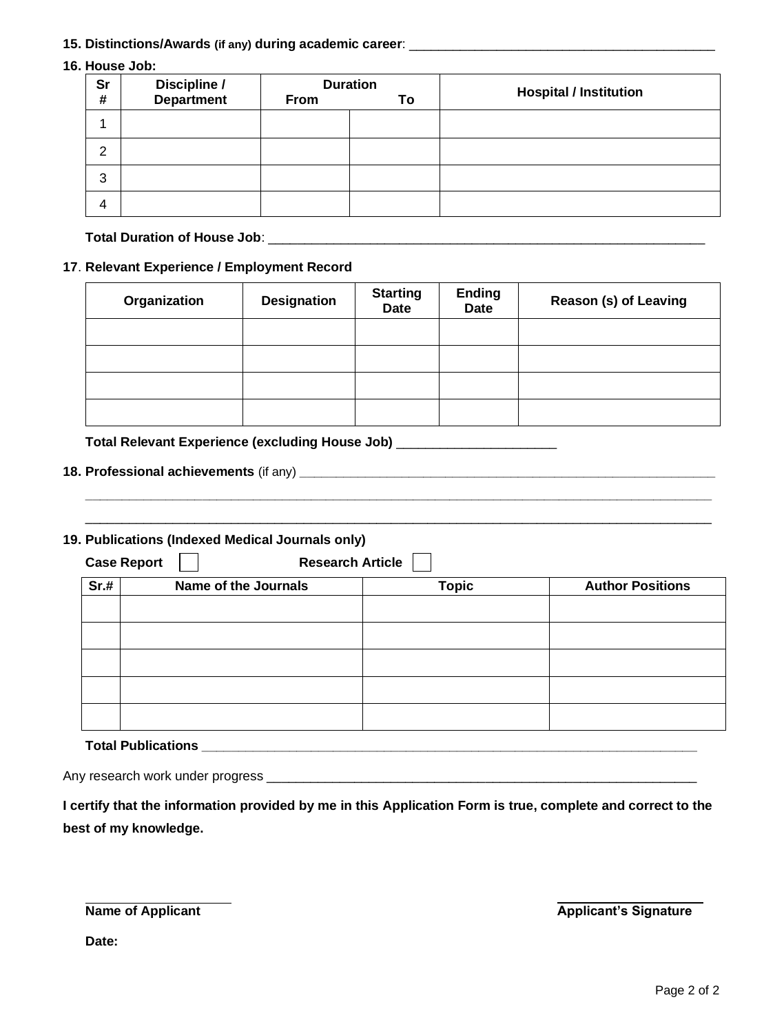**15. Distinctions/Awards (if any) during academic career**: ___________________________________________

**16. House Job:**

| Sr # | Discipline / Department | Duration From | To | Hospital / Institution |
|---|---|---|---|---|
| 1 | | | | |
| 2 | | | | |
| 3 | | | | |
| 4 | | | | |

**Total Duration of House Job**: ______________________________________________________________

**17**. **Relevant Experience / Employment Record**

| Organization | Designation | Starting Date | Ending Date | Reason (s) of Leaving |
|---|---|---|---|---|
| | | | | |
| | | | | |
| | | | | |
| | | | | |

**Total Relevant Experience (excluding House Job)** _____________________

**18. Professional achievements** (if any) ______________________________________________________________

_________________________________________________________________________________________

_________________________________________________________________________________________

**19. Publications (Indexed Medical Journals only)**

**Case Report** ☐ **Research Article** ☐

| Sr.# | Name of the Journals | Topic | Author Positions |
|---|---|---|---|
| | | | |
| | | | |
| | | | |
| | | | |
| | | | |

**Total Publications** _______________________________________________________________________

Any research work under progress ______________________________________________________________

**I certify that the information provided by me in this Application Form is true, complete and correct to the best of my knowledge.**

**Name of Applicant** **Applicant's Signature**

**Date:**